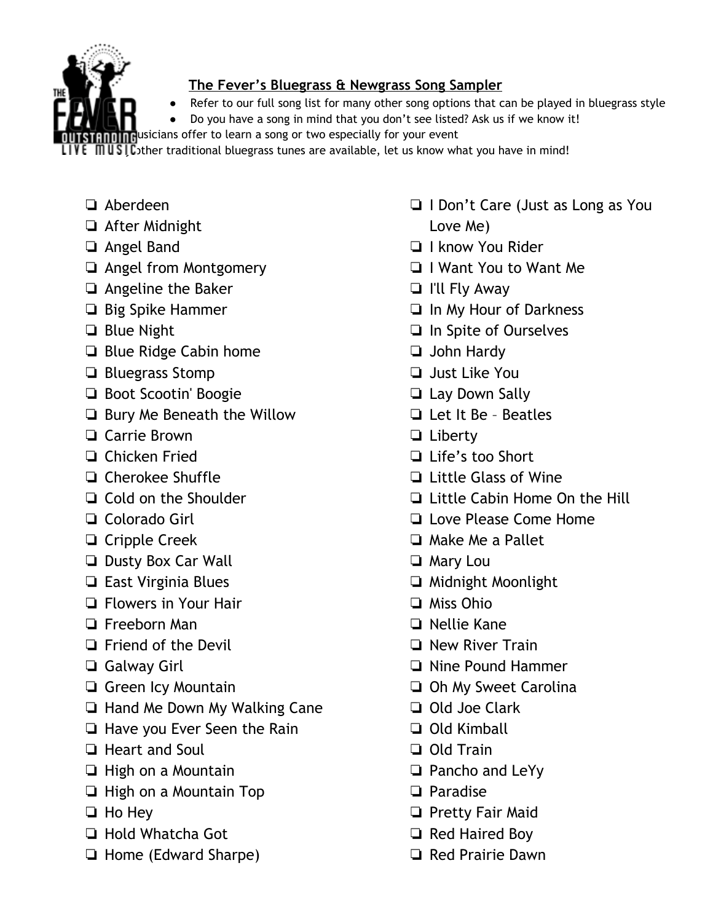## The Fever's Bluegrass & Newgrass Song Sampler

- Refer to our full song list for many other song options that can be played in bluegrass style
- Do you have a song in mind that you don't see listed? Ask us if we know it!
- usicians offer to learn a song or two especially for your event
- other traditional bluegrass tunes are available, let us know what you have in mind!

- ❏ Aberdeen
- ❏ After Midnight
- ❏ Angel Band
- ❏ Angel from Montgomery
- ❏ Angeline the Baker
- ❏ Big Spike Hammer
- ❏ Blue Night
- ❏ Blue Ridge Cabin home
- ❏ Bluegrass Stomp
- ❏ Boot Scootin' Boogie
- ❏ Bury Me Beneath the Willow
- ❏ Carrie Brown
- ❏ Chicken Fried
- ❏ Cherokee Shuffle
- ❏ Cold on the Shoulder
- ❏ Colorado Girl
- ❏ Cripple Creek
- ❏ Dusty Box Car Wall
- ❏ East Virginia Blues
- ❏ Flowers in Your Hair
- ❏ Freeborn Man
- ❏ Friend of the Devil
- ❏ Galway Girl
- ❏ Green Icy Mountain
- ❏ Hand Me Down My Walking Cane
- ❏ Have you Ever Seen the Rain
- ❏ Heart and Soul
- ❏ High on a Mountain
- ❏ High on a Mountain Top
- ❏ Ho Hey
- ❏ Hold Whatcha Got
- ❏ Home (Edward Sharpe)
- ❏ I Don't Care (Just as Long as You Love Me)
- ❏ I know You Rider
- ❏ I Want You to Want Me
- ❏ I'll Fly Away
- ❏ In My Hour of Darkness
- ❏ In Spite of Ourselves
- ❏ John Hardy
- ❏ Just Like You
- ❏ Lay Down Sally
- ❏ Let It Be – Beatles
- ❏ Liberty
- ❏ Life's too Short
- ❏ Little Glass of Wine
- ❏ Little Cabin Home On the Hill
- ❏ Love Please Come Home
- ❏ Make Me a Pallet
- ❏ Mary Lou
- ❏ Midnight Moonlight
- ❏ Miss Ohio
- ❏ Nellie Kane
- ❏ New River Train
- ❏ Nine Pound Hammer
- ❏ Oh My Sweet Carolina
- ❏ Old Joe Clark
- ❏ Old Kimball
- ❏ Old Train
- ❏ Pancho and LeYy
- ❏ Paradise
- ❏ Pretty Fair Maid
- ❏ Red Haired Boy
- ❏ Red Prairie Dawn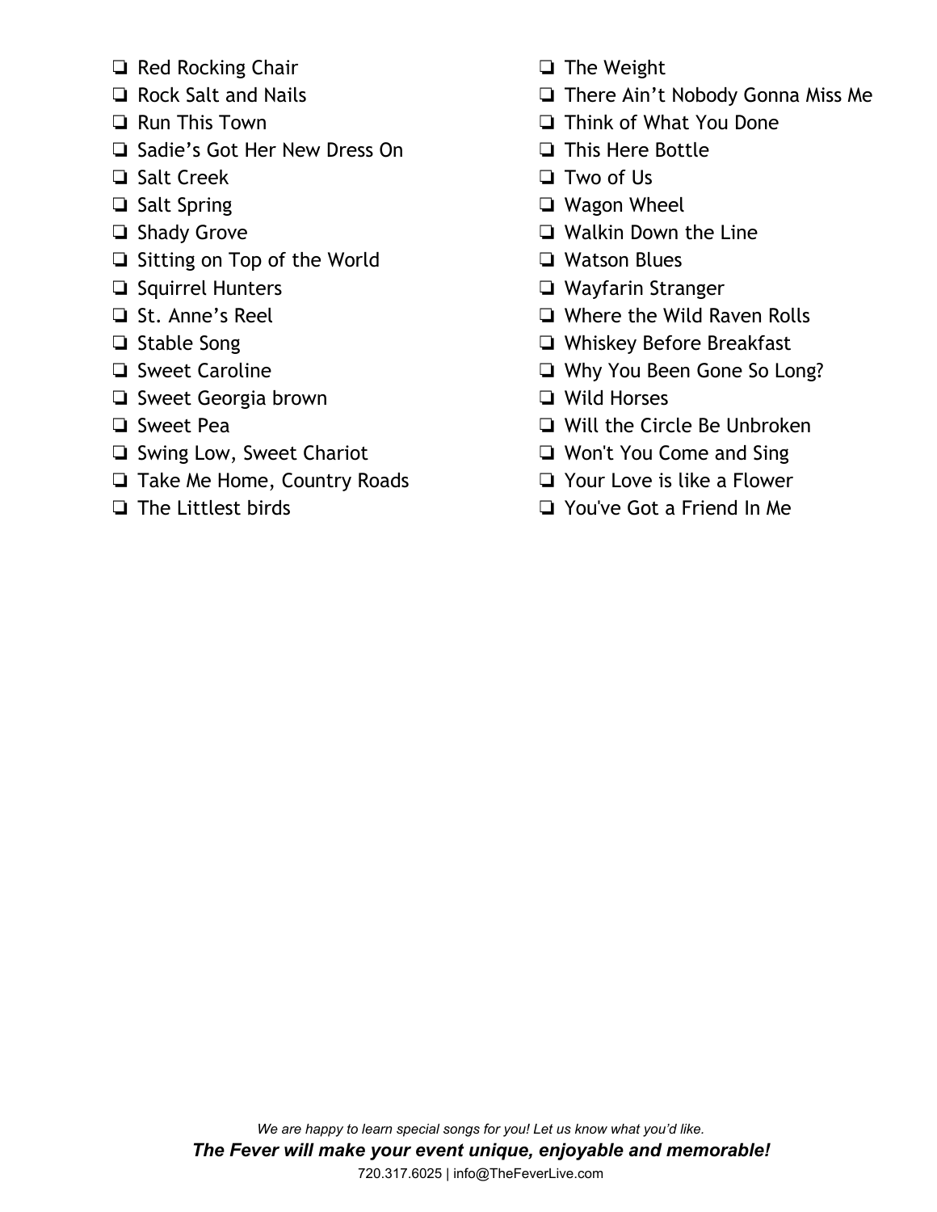- ❏ Red Rocking Chair
- ❏ Rock Salt and Nails
- ❏ Run This Town
- ❏ Sadie's Got Her New Dress On
- ❏ Salt Creek
- ❏ Salt Spring
- ❏ Shady Grove
- ❏ Sitting on Top of the World
- ❏ Squirrel Hunters
- ❏ St. Anne's Reel
- ❏ Stable Song
- ❏ Sweet Caroline
- ❏ Sweet Georgia brown
- ❏ Sweet Pea
- ❏ Swing Low, Sweet Chariot
- ❏ Take Me Home, Country Roads
- ❏ The Littlest birds
- ❏ The Weight
- ❏ There Ain't Nobody Gonna Miss Me
- ❏ Think of What You Done
- ❏ This Here Bottle
- ❏ Two of Us
- ❏ Wagon Wheel
- ❏ Walkin Down the Line
- ❏ Watson Blues
- ❏ Wayfarin Stranger
- ❏ Where the Wild Raven Rolls
- ❏ Whiskey Before Breakfast
- ❏ Why You Been Gone So Long?
- ❏ Wild Horses
- ❏ Will the Circle Be Unbroken
- ❏ Won't You Come and Sing
- ❏ Your Love is like a Flower
- ❏ You've Got a Friend In Me

*We are happy to learn special songs for you! Let us know what you'd like.*

***The Fever will make your event unique, enjoyable and memorable!***

720.317.6025 | info@TheFeverLive.com